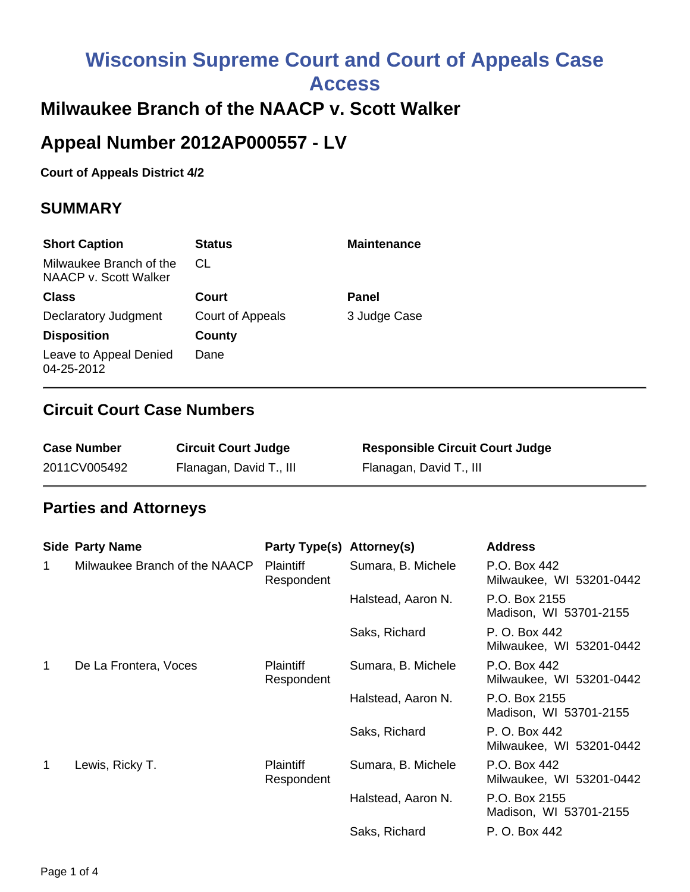# Wisconsin Supreme Court and Court of Appeals Case Access

## Milwaukee Branch of the NAACP v. Scott Walker

## Appeal Number 2012AP000557 - LV

**Court of Appeals District 4/2**

### SUMMARY

| Short Caption | Status | Maintenance |
|---|---|---|
| Milwaukee Branch of the NAACP v. Scott Walker | CL | |
| **Class** | **Court** | **Panel** |
| Declaratory Judgment | Court of Appeals | 3 Judge Case |
| **Disposition** | **County** | |
| Leave to Appeal Denied 04-25-2012 | Dane | |

### Circuit Court Case Numbers

| Case Number | Circuit Court Judge | Responsible Circuit Court Judge |
|---|---|---|
| 2011CV005492 | Flanagan, David T., III | Flanagan, David T., III |

### Parties and Attorneys

| Side | Party Name | Party Type(s) | Attorney(s) | Address |
|---|---|---|---|---|
| 1 | Milwaukee Branch of the NAACP | Plaintiff Respondent | Sumara, B. Michele | P.O. Box 442 Milwaukee, WI 53201-0442 |
| | | | Halstead, Aaron N. | P.O. Box 2155 Madison, WI 53701-2155 |
| | | | Saks, Richard | P. O. Box 442 Milwaukee, WI 53201-0442 |
| 1 | De La Frontera, Voces | Plaintiff Respondent | Sumara, B. Michele | P.O. Box 442 Milwaukee, WI 53201-0442 |
| | | | Halstead, Aaron N. | P.O. Box 2155 Madison, WI 53701-2155 |
| | | | Saks, Richard | P. O. Box 442 Milwaukee, WI 53201-0442 |
| 1 | Lewis, Ricky T. | Plaintiff Respondent | Sumara, B. Michele | P.O. Box 442 Milwaukee, WI 53201-0442 |
| | | | Halstead, Aaron N. | P.O. Box 2155 Madison, WI 53701-2155 |
| | | | Saks, Richard | P. O. Box 442 |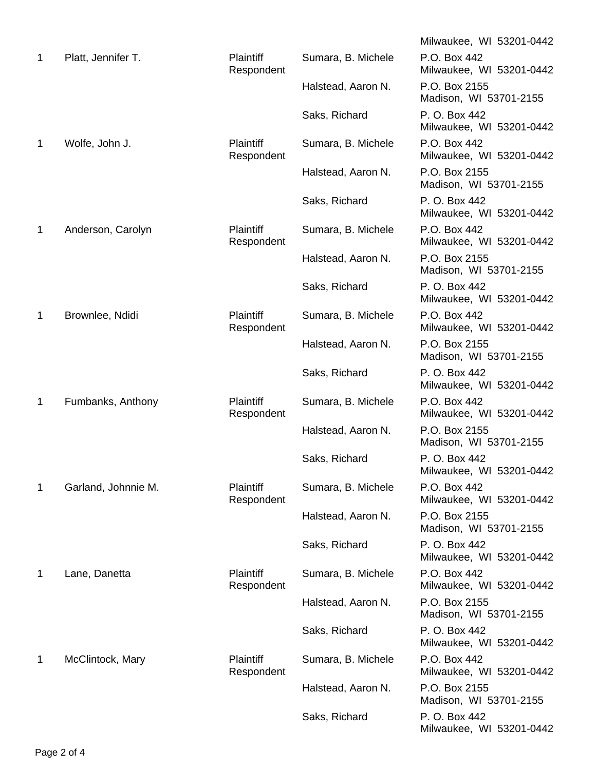| | | | | Milwaukee, WI 53201-0442 |
|---|---|---|---|---|
| 1 | Platt, Jennifer T. | Plaintiff Respondent | Sumara, B. Michele | P.O. Box 442 Milwaukee, WI 53201-0442 |
| | | | Halstead, Aaron N. | P.O. Box 2155 Madison, WI 53701-2155 |
| | | | Saks, Richard | P. O. Box 442 Milwaukee, WI 53201-0442 |
| 1 | Wolfe, John J. | Plaintiff Respondent | Sumara, B. Michele | P.O. Box 442 Milwaukee, WI 53201-0442 |
| | | | Halstead, Aaron N. | P.O. Box 2155 Madison, WI 53701-2155 |
| | | | Saks, Richard | P. O. Box 442 Milwaukee, WI 53201-0442 |
| 1 | Anderson, Carolyn | Plaintiff Respondent | Sumara, B. Michele | P.O. Box 442 Milwaukee, WI 53201-0442 |
| | | | Halstead, Aaron N. | P.O. Box 2155 Madison, WI 53701-2155 |
| | | | Saks, Richard | P. O. Box 442 Milwaukee, WI 53201-0442 |
| 1 | Brownlee, Ndidi | Plaintiff Respondent | Sumara, B. Michele | P.O. Box 442 Milwaukee, WI 53201-0442 |
| | | | Halstead, Aaron N. | P.O. Box 2155 Madison, WI 53701-2155 |
| | | | Saks, Richard | P. O. Box 442 Milwaukee, WI 53201-0442 |
| 1 | Fumbanks, Anthony | Plaintiff Respondent | Sumara, B. Michele | P.O. Box 442 Milwaukee, WI 53201-0442 |
| | | | Halstead, Aaron N. | P.O. Box 2155 Madison, WI 53701-2155 |
| | | | Saks, Richard | P. O. Box 442 Milwaukee, WI 53201-0442 |
| 1 | Garland, Johnnie M. | Plaintiff Respondent | Sumara, B. Michele | P.O. Box 442 Milwaukee, WI 53201-0442 |
| | | | Halstead, Aaron N. | P.O. Box 2155 Madison, WI 53701-2155 |
| | | | Saks, Richard | P. O. Box 442 Milwaukee, WI 53201-0442 |
| 1 | Lane, Danetta | Plaintiff Respondent | Sumara, B. Michele | P.O. Box 442 Milwaukee, WI 53201-0442 |
| | | | Halstead, Aaron N. | P.O. Box 2155 Madison, WI 53701-2155 |
| | | | Saks, Richard | P. O. Box 442 Milwaukee, WI 53201-0442 |
| 1 | McClintock, Mary | Plaintiff Respondent | Sumara, B. Michele | P.O. Box 442 Milwaukee, WI 53201-0442 |
| | | | Halstead, Aaron N. | P.O. Box 2155 Madison, WI 53701-2155 |
| | | | Saks, Richard | P. O. Box 442 Milwaukee, WI 53201-0442 |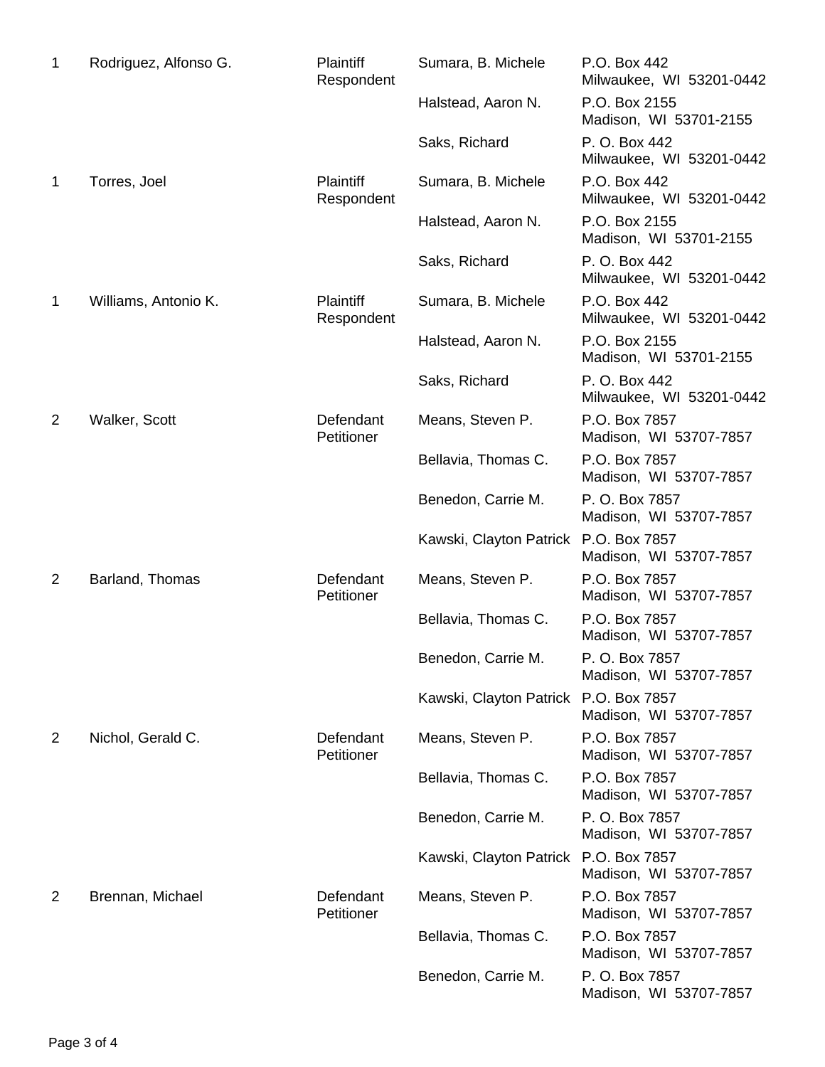| | | | | |
|---|---|---|---|---|
| 1 | Rodriguez, Alfonso G. | Plaintiff Respondent | Sumara, B. Michele | P.O. Box 442 Milwaukee, WI 53201-0442 |
| | | | Halstead, Aaron N. | P.O. Box 2155 Madison, WI 53701-2155 |
| | | | Saks, Richard | P. O. Box 442 Milwaukee, WI 53201-0442 |
| 1 | Torres, Joel | Plaintiff Respondent | Sumara, B. Michele | P.O. Box 442 Milwaukee, WI 53201-0442 |
| | | | Halstead, Aaron N. | P.O. Box 2155 Madison, WI 53701-2155 |
| | | | Saks, Richard | P. O. Box 442 Milwaukee, WI 53201-0442 |
| 1 | Williams, Antonio K. | Plaintiff Respondent | Sumara, B. Michele | P.O. Box 442 Milwaukee, WI 53201-0442 |
| | | | Halstead, Aaron N. | P.O. Box 2155 Madison, WI 53701-2155 |
| | | | Saks, Richard | P. O. Box 442 Milwaukee, WI 53201-0442 |
| 2 | Walker, Scott | Defendant Petitioner | Means, Steven P. | P.O. Box 7857 Madison, WI 53707-7857 |
| | | | Bellavia, Thomas C. | P.O. Box 7857 Madison, WI 53707-7857 |
| | | | Benedon, Carrie M. | P. O. Box 7857 Madison, WI 53707-7857 |
| | | | Kawski, Clayton Patrick | P.O. Box 7857 Madison, WI 53707-7857 |
| 2 | Barland, Thomas | Defendant Petitioner | Means, Steven P. | P.O. Box 7857 Madison, WI 53707-7857 |
| | | | Bellavia, Thomas C. | P.O. Box 7857 Madison, WI 53707-7857 |
| | | | Benedon, Carrie M. | P. O. Box 7857 Madison, WI 53707-7857 |
| | | | Kawski, Clayton Patrick | P.O. Box 7857 Madison, WI 53707-7857 |
| 2 | Nichol, Gerald C. | Defendant Petitioner | Means, Steven P. | P.O. Box 7857 Madison, WI 53707-7857 |
| | | | Bellavia, Thomas C. | P.O. Box 7857 Madison, WI 53707-7857 |
| | | | Benedon, Carrie M. | P. O. Box 7857 Madison, WI 53707-7857 |
| | | | Kawski, Clayton Patrick | P.O. Box 7857 Madison, WI 53707-7857 |
| 2 | Brennan, Michael | Defendant Petitioner | Means, Steven P. | P.O. Box 7857 Madison, WI 53707-7857 |
| | | | Bellavia, Thomas C. | P.O. Box 7857 Madison, WI 53707-7857 |
| | | | Benedon, Carrie M. | P. O. Box 7857 Madison, WI 53707-7857 |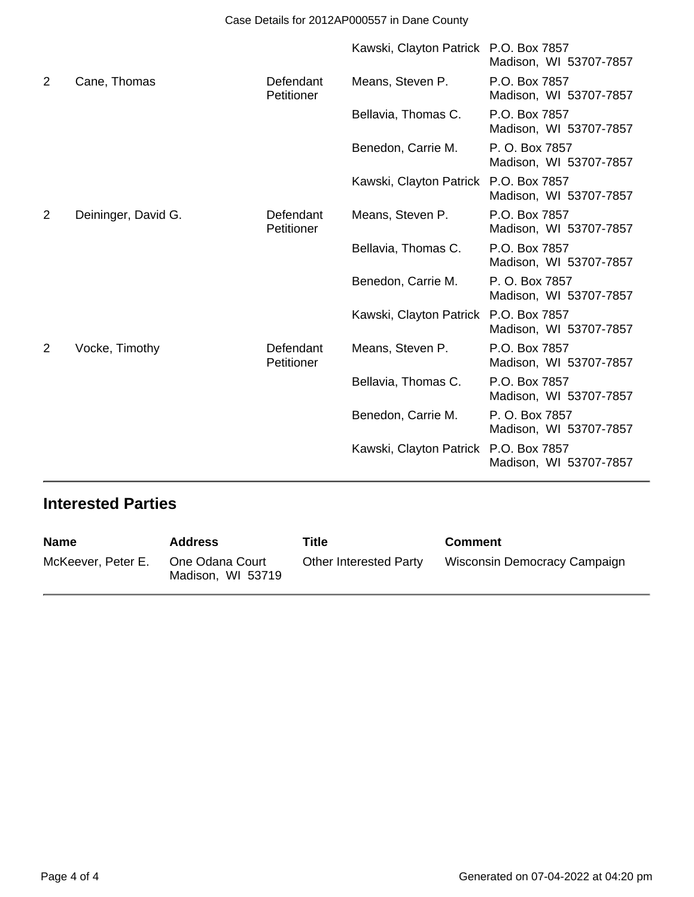| | | | | |
|---|---|---|---|---|
| | | | Kawski, Clayton Patrick | P.O. Box 7857 Madison, WI 53707-7857 |
| 2 | Cane, Thomas | Defendant Petitioner | Means, Steven P. | P.O. Box 7857 Madison, WI 53707-7857 |
| | | | Bellavia, Thomas C. | P.O. Box 7857 Madison, WI 53707-7857 |
| | | | Benedon, Carrie M. | P. O. Box 7857 Madison, WI 53707-7857 |
| | | | Kawski, Clayton Patrick | P.O. Box 7857 Madison, WI 53707-7857 |
| 2 | Deininger, David G. | Defendant Petitioner | Means, Steven P. | P.O. Box 7857 Madison, WI 53707-7857 |
| | | | Bellavia, Thomas C. | P.O. Box 7857 Madison, WI 53707-7857 |
| | | | Benedon, Carrie M. | P. O. Box 7857 Madison, WI 53707-7857 |
| | | | Kawski, Clayton Patrick | P.O. Box 7857 Madison, WI 53707-7857 |
| 2 | Vocke, Timothy | Defendant Petitioner | Means, Steven P. | P.O. Box 7857 Madison, WI 53707-7857 |
| | | | Bellavia, Thomas C. | P.O. Box 7857 Madison, WI 53707-7857 |
| | | | Benedon, Carrie M. | P. O. Box 7857 Madison, WI 53707-7857 |
| | | | Kawski, Clayton Patrick | P.O. Box 7857 Madison, WI 53707-7857 |

## Interested Parties

| Name | Address | Title | Comment |
|---|---|---|---|
| McKeever, Peter E. | One Odana Court Madison, WI 53719 | Other Interested Party | Wisconsin Democracy Campaign |